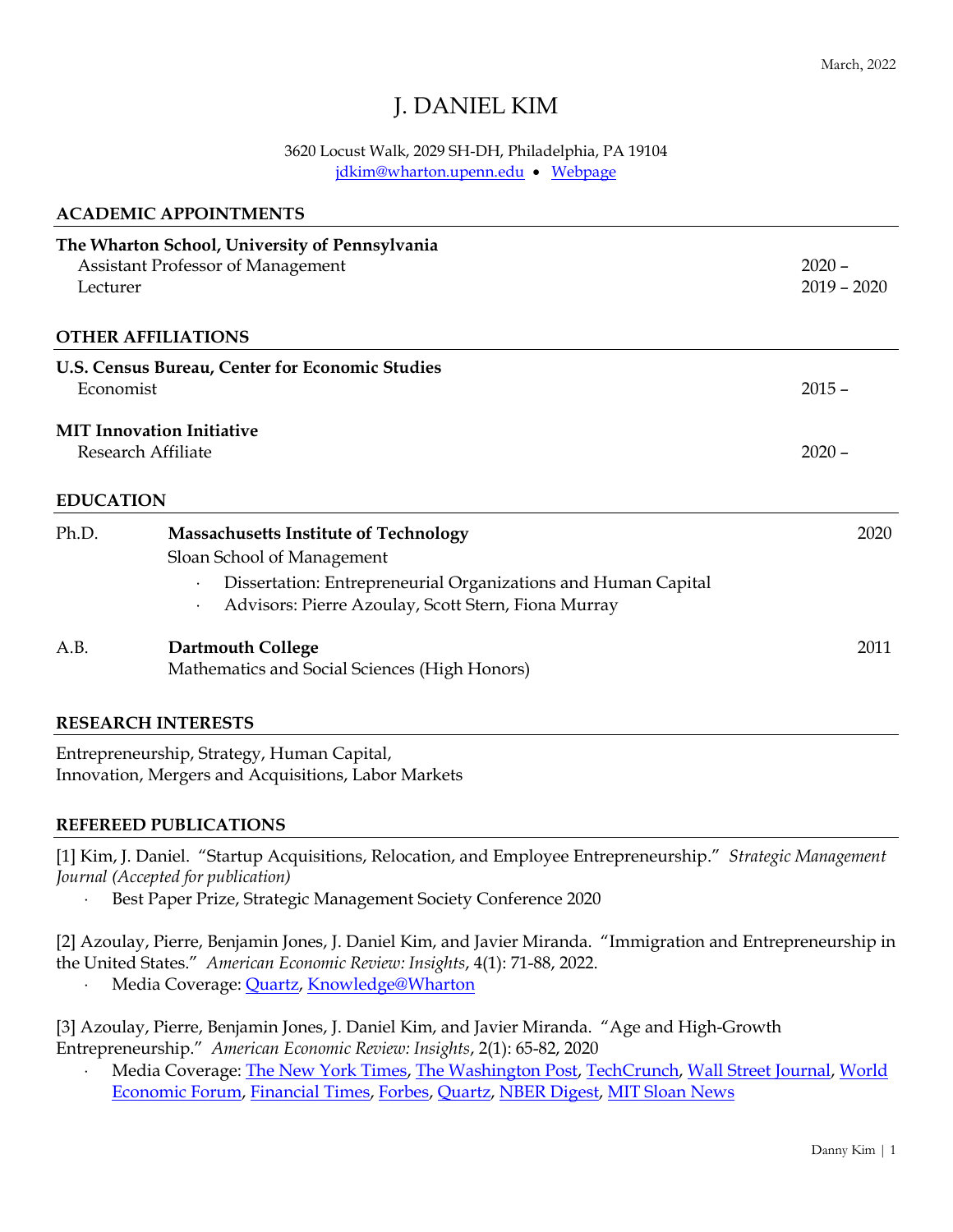March, 2022

# J. DANIEL KIM

3620 Locust Walk, 2029 SH-DH, Philadelphia, PA 19104
jdkim@wharton.upenn.edu • Webpage

## ACADEMIC APPOINTMENTS

**The Wharton School, University of Pennsylvania**
Assistant Professor of Management — 2020 –
Lecturer — 2019 – 2020

## OTHER AFFILIATIONS

**U.S. Census Bureau, Center for Economic Studies**
Economist — 2015 –

**MIT Innovation Initiative**
Research Affiliate — 2020 –

## EDUCATION

Ph.D. **Massachusetts Institute of Technology** — 2020
Sloan School of Management
- Dissertation: Entrepreneurial Organizations and Human Capital
- Advisors: Pierre Azoulay, Scott Stern, Fiona Murray

A.B. **Dartmouth College** — 2011
Mathematics and Social Sciences (High Honors)

## RESEARCH INTERESTS

Entrepreneurship, Strategy, Human Capital,
Innovation, Mergers and Acquisitions, Labor Markets

## REFEREED PUBLICATIONS

[1] Kim, J. Daniel. "Startup Acquisitions, Relocation, and Employee Entrepreneurship." *Strategic Management Journal (Accepted for publication)*
- Best Paper Prize, Strategic Management Society Conference 2020

[2] Azoulay, Pierre, Benjamin Jones, J. Daniel Kim, and Javier Miranda. "Immigration and Entrepreneurship in the United States." *American Economic Review: Insights*, 4(1): 71-88, 2022.
- Media Coverage: Quartz, Knowledge@Wharton

[3] Azoulay, Pierre, Benjamin Jones, J. Daniel Kim, and Javier Miranda. "Age and High-Growth Entrepreneurship." *American Economic Review: Insights*, 2(1): 65-82, 2020
- Media Coverage: The New York Times, The Washington Post, TechCrunch, Wall Street Journal, World Economic Forum, Financial Times, Forbes, Quartz, NBER Digest, MIT Sloan News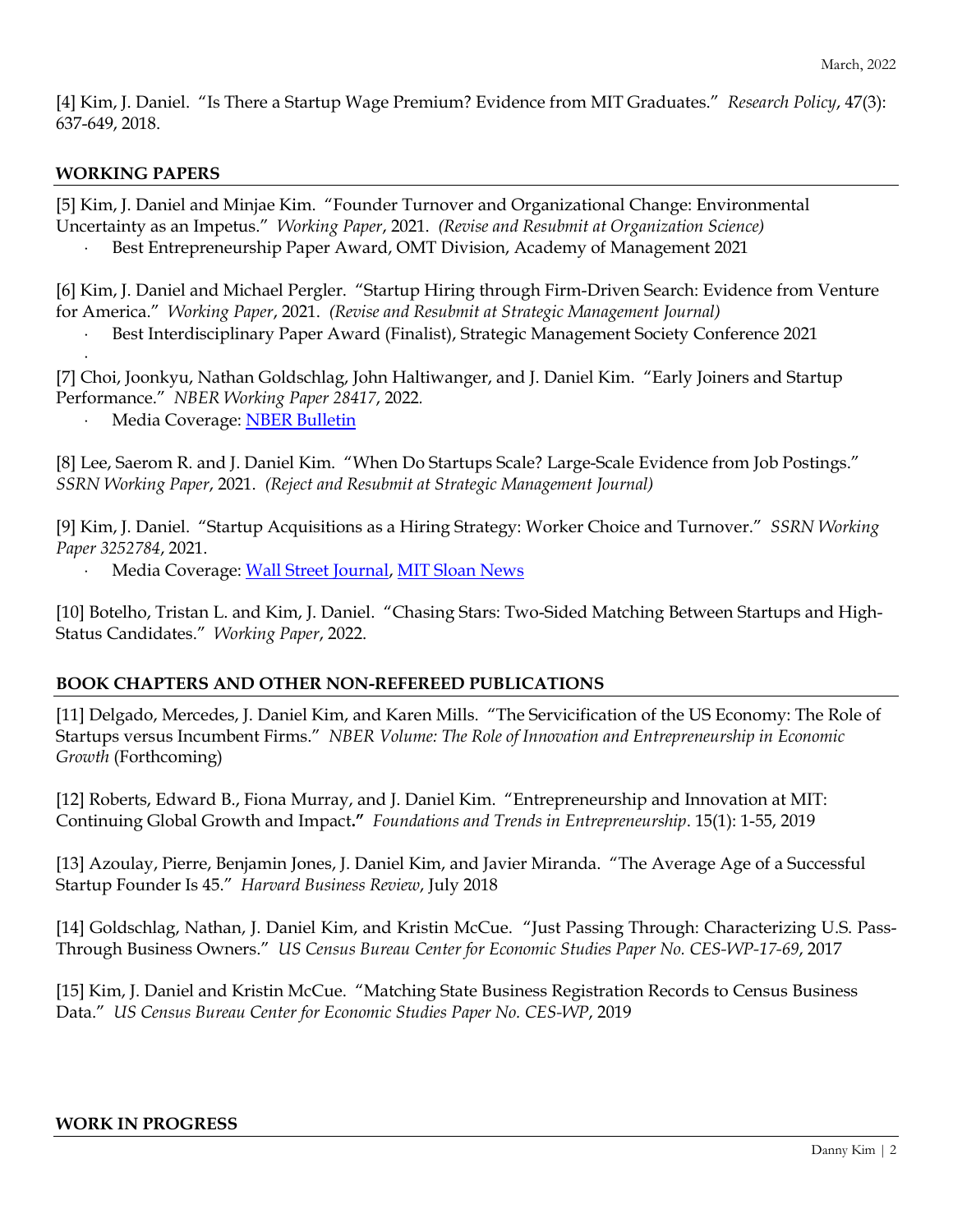[4] Kim, J. Daniel. "Is There a Startup Wage Premium? Evidence from MIT Graduates." *Research Policy*, 47(3): 637-649, 2018.

## WORKING PAPERS

[5] Kim, J. Daniel and Minjae Kim. "Founder Turnover and Organizational Change: Environmental Uncertainty as an Impetus." *Working Paper*, 2021. *(Revise and Resubmit at Organization Science)*

- Best Entrepreneurship Paper Award, OMT Division, Academy of Management 2021

[6] Kim, J. Daniel and Michael Pergler. "Startup Hiring through Firm-Driven Search: Evidence from Venture for America." *Working Paper*, 2021. *(Revise and Resubmit at Strategic Management Journal)*

- Best Interdisciplinary Paper Award (Finalist), Strategic Management Society Conference 2021

[7] Choi, Joonkyu, Nathan Goldschlag, John Haltiwanger, and J. Daniel Kim. "Early Joiners and Startup Performance." *NBER Working Paper 28417*, 2022.

- Media Coverage: NBER Bulletin

[8] Lee, Saerom R. and J. Daniel Kim. "When Do Startups Scale? Large-Scale Evidence from Job Postings." *SSRN Working Paper*, 2021. *(Reject and Resubmit at Strategic Management Journal)*

[9] Kim, J. Daniel. "Startup Acquisitions as a Hiring Strategy: Worker Choice and Turnover." *SSRN Working Paper 3252784*, 2021.

- Media Coverage: Wall Street Journal, MIT Sloan News

[10] Botelho, Tristan L. and Kim, J. Daniel. "Chasing Stars: Two-Sided Matching Between Startups and High-Status Candidates." *Working Paper*, 2022.

## BOOK CHAPTERS AND OTHER NON-REFEREED PUBLICATIONS

[11] Delgado, Mercedes, J. Daniel Kim, and Karen Mills. "The Servicification of the US Economy: The Role of Startups versus Incumbent Firms." *NBER Volume: The Role of Innovation and Entrepreneurship in Economic Growth* (Forthcoming)

[12] Roberts, Edward B., Fiona Murray, and J. Daniel Kim. "Entrepreneurship and Innovation at MIT: Continuing Global Growth and Impact**."** *Foundations and Trends in Entrepreneurship*. 15(1): 1-55, 2019

[13] Azoulay, Pierre, Benjamin Jones, J. Daniel Kim, and Javier Miranda. "The Average Age of a Successful Startup Founder Is 45." *Harvard Business Review*, July 2018

[14] Goldschlag, Nathan, J. Daniel Kim, and Kristin McCue. "Just Passing Through: Characterizing U.S. Pass-Through Business Owners." *US Census Bureau Center for Economic Studies Paper No. CES-WP-17-69*, 2017

[15] Kim, J. Daniel and Kristin McCue. "Matching State Business Registration Records to Census Business Data." *US Census Bureau Center for Economic Studies Paper No. CES-WP*, 2019

## WORK IN PROGRESS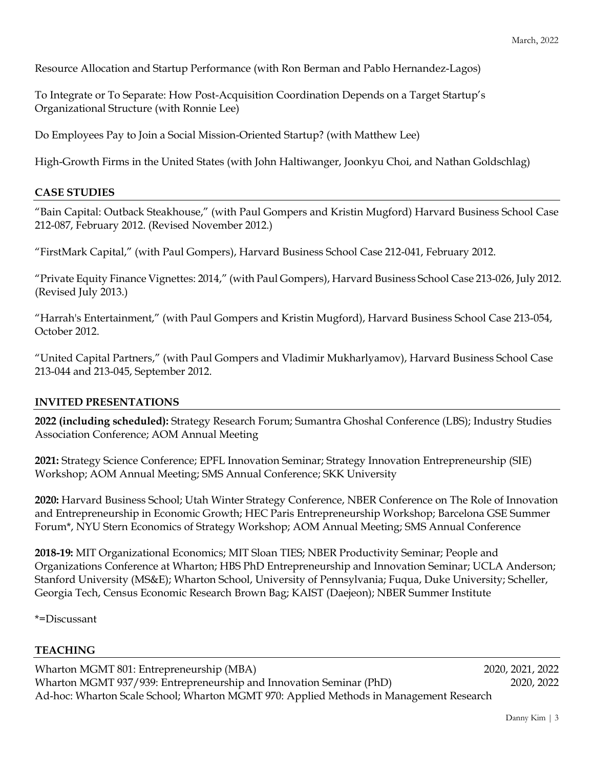Resource Allocation and Startup Performance (with Ron Berman and Pablo Hernandez-Lagos)

To Integrate or To Separate: How Post-Acquisition Coordination Depends on a Target Startup's Organizational Structure (with Ronnie Lee)

Do Employees Pay to Join a Social Mission-Oriented Startup? (with Matthew Lee)

High-Growth Firms in the United States (with John Haltiwanger, Joonkyu Choi, and Nathan Goldschlag)

## CASE STUDIES

"Bain Capital: Outback Steakhouse," (with Paul Gompers and Kristin Mugford) Harvard Business School Case 212-087, February 2012. (Revised November 2012.)

"FirstMark Capital," (with Paul Gompers), Harvard Business School Case 212-041, February 2012.

"Private Equity Finance Vignettes: 2014," (with Paul Gompers), Harvard Business School Case 213-026, July 2012. (Revised July 2013.)

"Harrah's Entertainment," (with Paul Gompers and Kristin Mugford), Harvard Business School Case 213-054, October 2012.

"United Capital Partners," (with Paul Gompers and Vladimir Mukharlyamov), Harvard Business School Case 213-044 and 213-045, September 2012.

## INVITED PRESENTATIONS

**2022 (including scheduled):** Strategy Research Forum; Sumantra Ghoshal Conference (LBS); Industry Studies Association Conference; AOM Annual Meeting

**2021:** Strategy Science Conference; EPFL Innovation Seminar; Strategy Innovation Entrepreneurship (SIE) Workshop; AOM Annual Meeting; SMS Annual Conference; SKK University

**2020:** Harvard Business School; Utah Winter Strategy Conference, NBER Conference on The Role of Innovation and Entrepreneurship in Economic Growth; HEC Paris Entrepreneurship Workshop; Barcelona GSE Summer Forum*, NYU Stern Economics of Strategy Workshop; AOM Annual Meeting; SMS Annual Conference

**2018-19:** MIT Organizational Economics; MIT Sloan TIES; NBER Productivity Seminar; People and Organizations Conference at Wharton; HBS PhD Entrepreneurship and Innovation Seminar; UCLA Anderson; Stanford University (MS&E); Wharton School, University of Pennsylvania; Fuqua, Duke University; Scheller, Georgia Tech, Census Economic Research Brown Bag; KAIST (Daejeon); NBER Summer Institute

*=Discussant

## TEACHING

| | |
|---|---|
| Wharton MGMT 801: Entrepreneurship (MBA) | 2020, 2021, 2022 |
| Wharton MGMT 937/939: Entrepreneurship and Innovation Seminar (PhD) | 2020, 2022 |
| Ad-hoc: Wharton Scale School; Wharton MGMT 970: Applied Methods in Management Research | |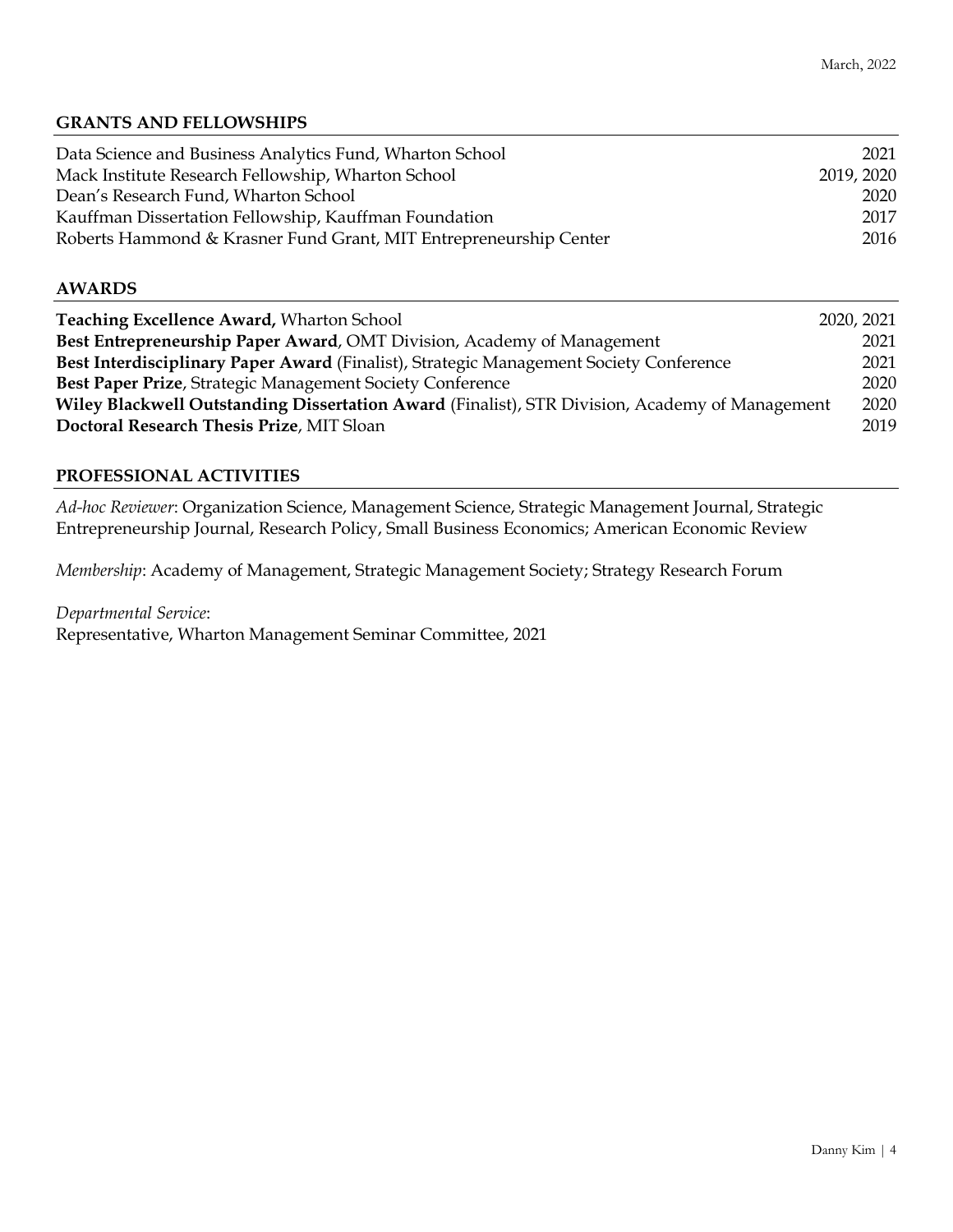## GRANTS AND FELLOWSHIPS

| | |
|---|---|
| Data Science and Business Analytics Fund, Wharton School | 2021 |
| Mack Institute Research Fellowship, Wharton School | 2019, 2020 |
| Dean's Research Fund, Wharton School | 2020 |
| Kauffman Dissertation Fellowship, Kauffman Foundation | 2017 |
| Roberts Hammond & Krasner Fund Grant, MIT Entrepreneurship Center | 2016 |

## AWARDS

| | |
|---|---|
| **Teaching Excellence Award,** Wharton School | 2020, 2021 |
| **Best Entrepreneurship Paper Award**, OMT Division, Academy of Management | 2021 |
| **Best Interdisciplinary Paper Award** (Finalist), Strategic Management Society Conference | 2021 |
| **Best Paper Prize**, Strategic Management Society Conference | 2020 |
| **Wiley Blackwell Outstanding Dissertation Award** (Finalist), STR Division, Academy of Management | 2020 |
| **Doctoral Research Thesis Prize**, MIT Sloan | 2019 |

## PROFESSIONAL ACTIVITIES

*Ad-hoc Reviewer*: Organization Science, Management Science, Strategic Management Journal, Strategic Entrepreneurship Journal, Research Policy, Small Business Economics; American Economic Review

*Membership*: Academy of Management, Strategic Management Society; Strategy Research Forum

*Departmental Service*:
Representative, Wharton Management Seminar Committee, 2021